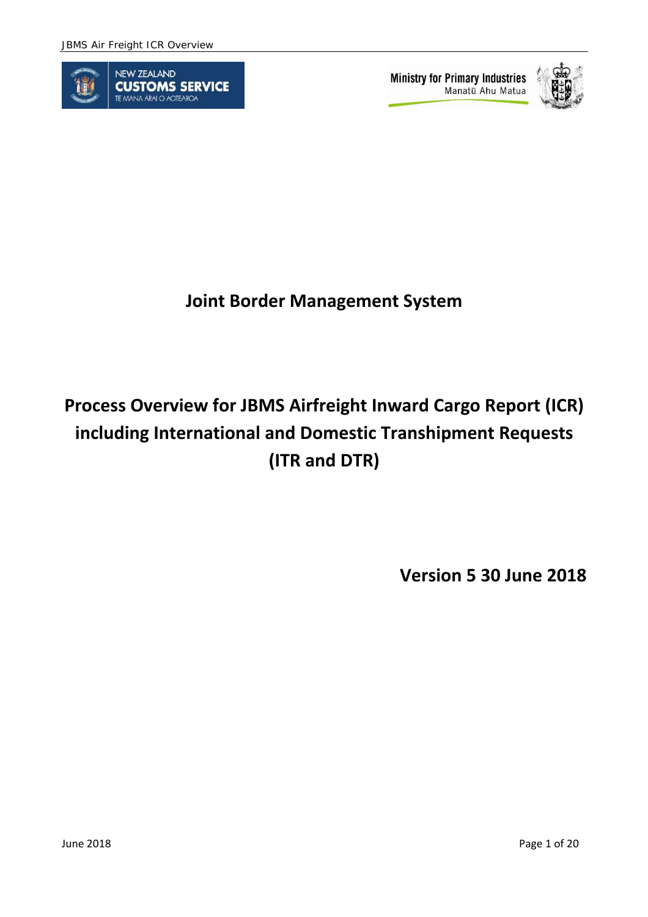NEW ZEALAND CUSTOMS SERVICE
TE MANA ĀRAI O AOTEAROA

Ministry for Primary Industries
Manatū Ahu Matua

# Joint Border Management System

# Process Overview for JBMS Airfreight Inward Cargo Report (ICR) including International and Domestic Transhipment Requests (ITR and DTR)

**Version 5 30 June 2018**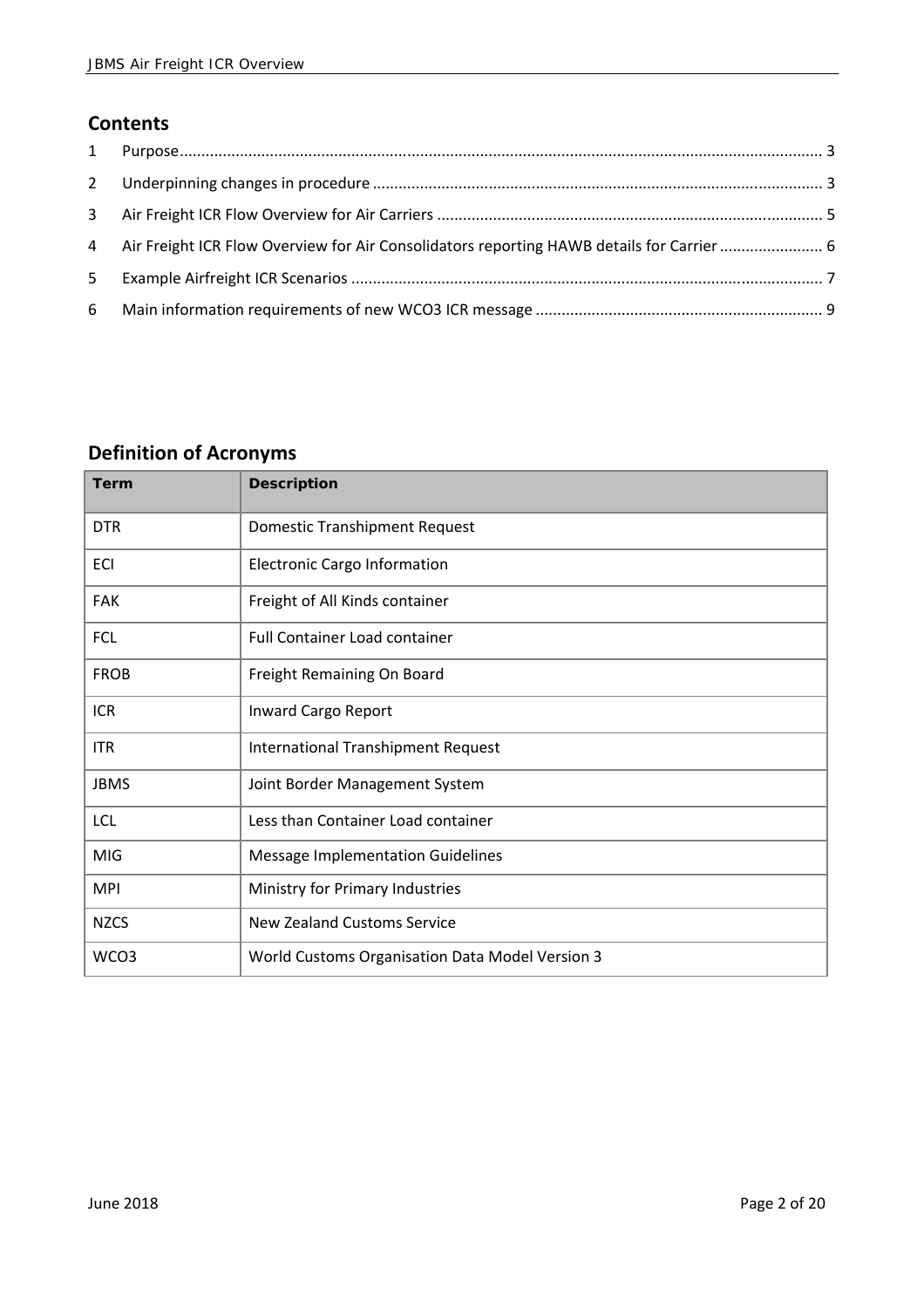## Contents

1 Purpose ... 3

2 Underpinning changes in procedure ... 3

3 Air Freight ICR Flow Overview for Air Carriers ... 5

4 Air Freight ICR Flow Overview for Air Consolidators reporting HAWB details for Carrier ... 6

5 Example Airfreight ICR Scenarios ... 7

6 Main information requirements of new WCO3 ICR message ... 9

## Definition of Acronyms

| Term | Description |
|---|---|
| DTR | Domestic Transhipment Request |
| ECI | Electronic Cargo Information |
| FAK | Freight of All Kinds container |
| FCL | Full Container Load container |
| FROB | Freight Remaining On Board |
| ICR | Inward Cargo Report |
| ITR | International Transhipment Request |
| JBMS | Joint Border Management System |
| LCL | Less than Container Load container |
| MIG | Message Implementation Guidelines |
| MPI | Ministry for Primary Industries |
| NZCS | New Zealand Customs Service |
| WCO3 | World Customs Organisation Data Model Version 3 |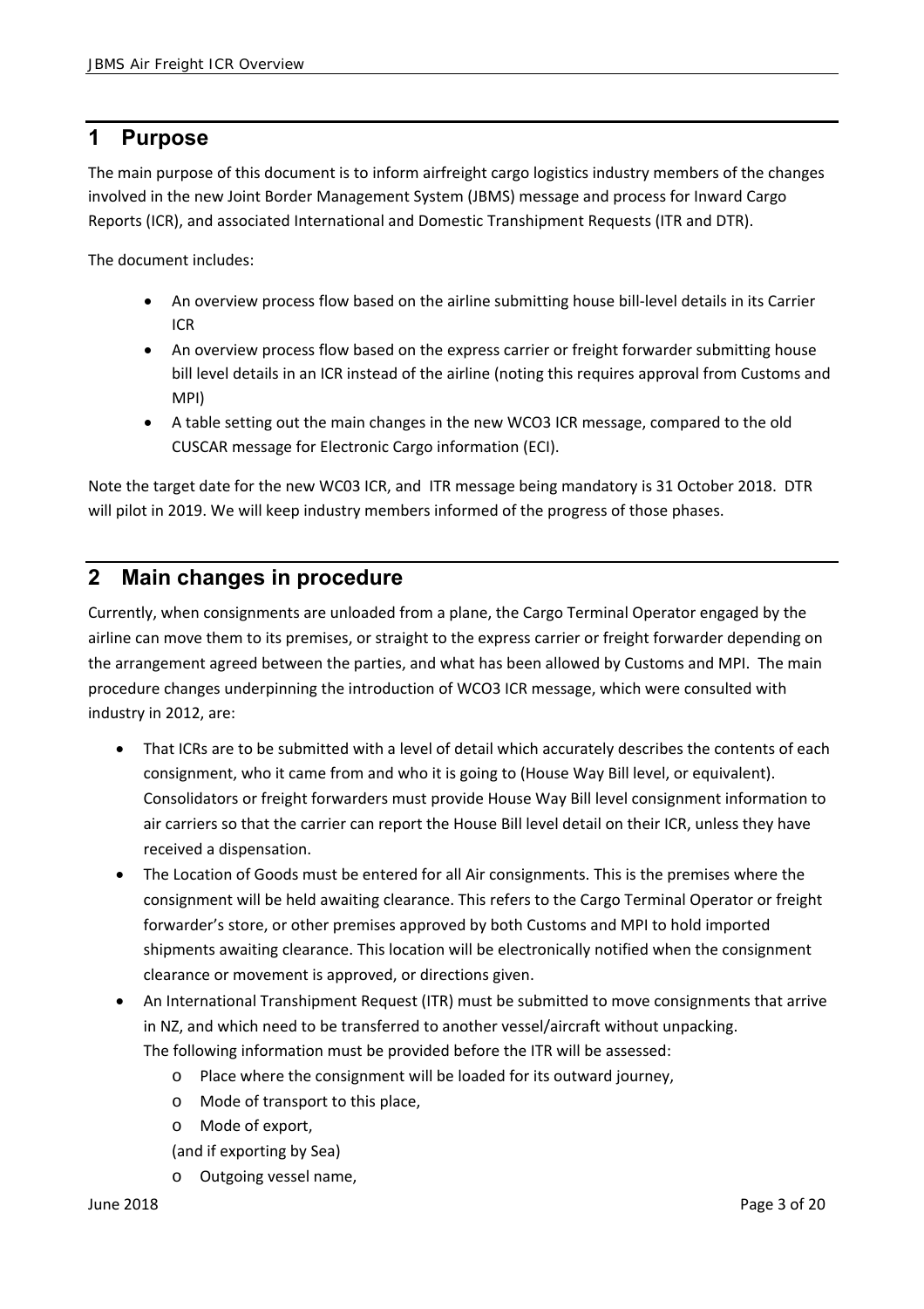# 1 Purpose

The main purpose of this document is to inform airfreight cargo logistics industry members of the changes involved in the new Joint Border Management System (JBMS) message and process for Inward Cargo Reports (ICR), and associated International and Domestic Transhipment Requests (ITR and DTR).

The document includes:

- An overview process flow based on the airline submitting house bill-level details in its Carrier ICR
- An overview process flow based on the express carrier or freight forwarder submitting house bill level details in an ICR instead of the airline (noting this requires approval from Customs and MPI)
- A table setting out the main changes in the new WCO3 ICR message, compared to the old CUSCAR message for Electronic Cargo information (ECI).

Note the target date for the new WC03 ICR, and ITR message being mandatory is 31 October 2018. DTR will pilot in 2019. We will keep industry members informed of the progress of those phases.

# 2 Main changes in procedure

Currently, when consignments are unloaded from a plane, the Cargo Terminal Operator engaged by the airline can move them to its premises, or straight to the express carrier or freight forwarder depending on the arrangement agreed between the parties, and what has been allowed by Customs and MPI. The main procedure changes underpinning the introduction of WCO3 ICR message, which were consulted with industry in 2012, are:

- That ICRs are to be submitted with a level of detail which accurately describes the contents of each consignment, who it came from and who it is going to (House Way Bill level, or equivalent). Consolidators or freight forwarders must provide House Way Bill level consignment information to air carriers so that the carrier can report the House Bill level detail on their ICR, unless they have received a dispensation.
- The Location of Goods must be entered for all Air consignments. This is the premises where the consignment will be held awaiting clearance. This refers to the Cargo Terminal Operator or freight forwarder's store, or other premises approved by both Customs and MPI to hold imported shipments awaiting clearance. This location will be electronically notified when the consignment clearance or movement is approved, or directions given.
- An International Transhipment Request (ITR) must be submitted to move consignments that arrive in NZ, and which need to be transferred to another vessel/aircraft without unpacking. The following information must be provided before the ITR will be assessed:
  - Place where the consignment will be loaded for its outward journey,
  - Mode of transport to this place,
  - Mode of export,

  (and if exporting by Sea)
  - Outgoing vessel name,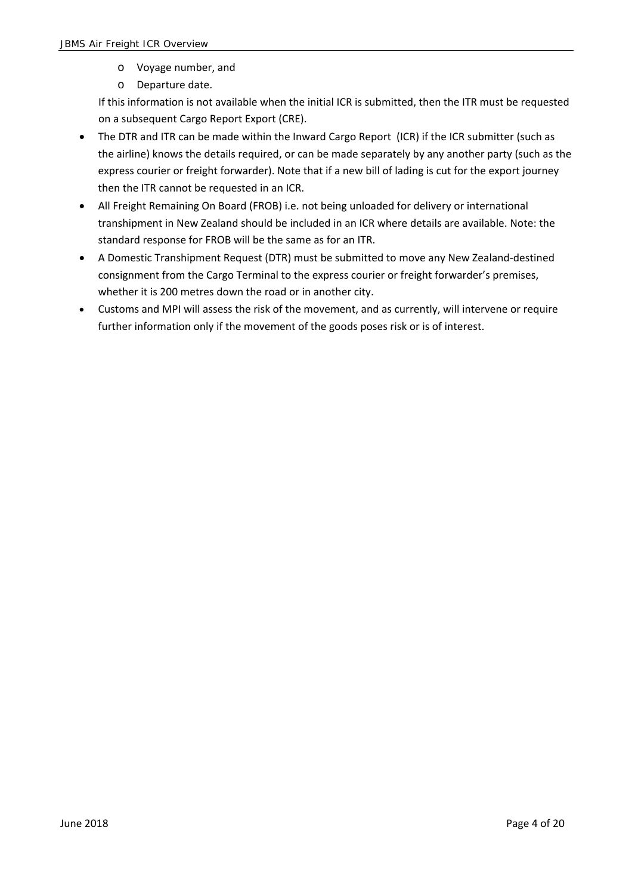- Voyage number, and
  - Departure date.

  If this information is not available when the initial ICR is submitted, then the ITR must be requested on a subsequent Cargo Report Export (CRE).

- The DTR and ITR can be made within the Inward Cargo Report (ICR) if the ICR submitter (such as the airline) knows the details required, or can be made separately by any another party (such as the express courier or freight forwarder). Note that if a new bill of lading is cut for the export journey then the ITR cannot be requested in an ICR.
- All Freight Remaining On Board (FROB) i.e. not being unloaded for delivery or international transhipment in New Zealand should be included in an ICR where details are available. Note: the standard response for FROB will be the same as for an ITR.
- A Domestic Transhipment Request (DTR) must be submitted to move any New Zealand-destined consignment from the Cargo Terminal to the express courier or freight forwarder's premises, whether it is 200 metres down the road or in another city.
- Customs and MPI will assess the risk of the movement, and as currently, will intervene or require further information only if the movement of the goods poses risk or is of interest.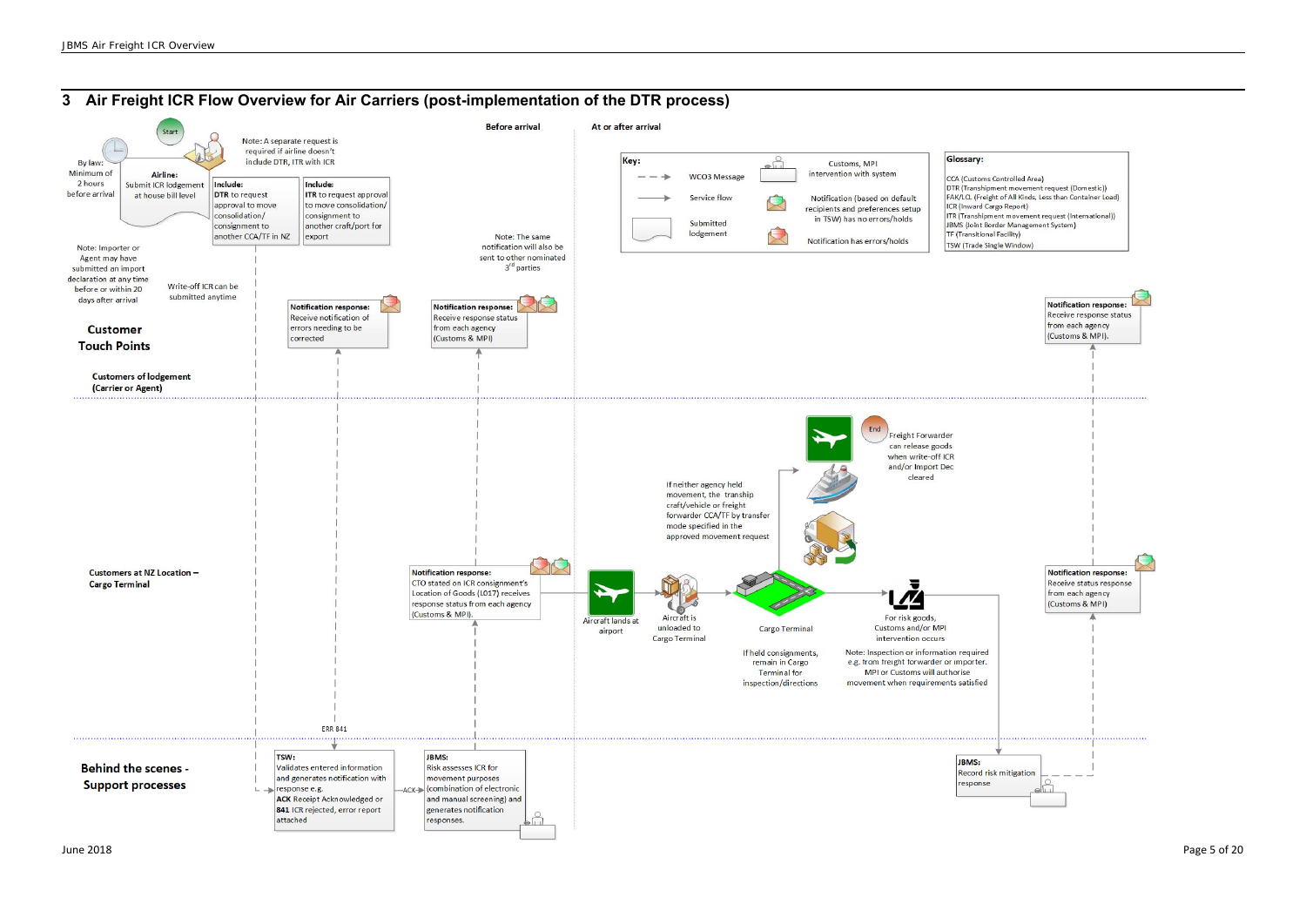## 3 Air Freight ICR Flow Overview for Air Carriers (post-implementation of the DTR process)

**Before arrival** | **At or after arrival**

Start

By law: Minimum of 2 hours before arrival

**Airline:** Submit ICR lodgement at house bill level

Note: A separate request is required if airline doesn't include DTR, ITR with ICR

**Include:** DTR to request approval to move consolidation/ consignment to another CCA/TF in NZ

**Include:** ITR to request approval to move consolidation/ consignment to another craft/port for export

Note: Importer or Agent may have submitted an import declaration at any time before or within 20 days after arrival

Write-off ICR can be submitted anytime

Note: The same notification will also be sent to other nominated 3rd parties

**Key:**

- WCO3 Message
- Service flow
- Submitted lodgement
- Customs, MPI intervention with system
- Notification (based on default recipients and preferences setup in TSW) has no errors/holds
- Notification has errors/holds

**Glossary:**

- CCA (Customs Controlled Area)
- DTR (Transhipment movement request (Domestic))
- FAK/LCL (Freight of All Kinds, Less than Container Load)
- ICR (Inward Cargo Report)
- ITR (Transhipment movement request (International))
- JBMS (Joint Border Management System)
- TF (Transitional Facility)
- TSW (Trade Single Window)

### Customer Touch Points

**Customers of lodgement (Carrier or Agent)**

**Notification response:** Receive notification of errors needing to be corrected

**Notification response:** Receive response status from each agency (Customs & MPI)

**Notification response:** Receive response status from each agency (Customs & MPI).

### Customers at NZ Location – Cargo Terminal

**Notification response:** CTO stated on ICR consignment's Location of Goods (L017) receives response status from each agency (Customs & MPI).

Aircraft lands at airport

Aircraft is unloaded to Cargo Terminal

Cargo Terminal

If held consignments, remain in Cargo Terminal for inspection/directions

If neither agency held movement, the transhipping craft/vehicle or freight forwarder CCA/TF by transfer mode specified in the approved movement request

End

Freight Forwarder can release goods when write-off ICR and/or Import Dec cleared

For risk goods, Customs and/or MPI intervention occurs

Note: Inspection or information required e.g. from freight forwarder or importer. MPI or Customs will authorise movement when requirements satisfied

**Notification response:** Receive status response from each agency (Customs & MPI)

### Behind the scenes - Support processes

ERR 841

**TSW:** Validates entered information and generates notification with response e.g. **ACK** Receipt Acknowledged or **841** ICR rejected, error report attached

ACK

**JBMS:** Risk assesses ICR for movement purposes (combination of electronic and manual screening) and generates notification responses.

**JBMS:** Record risk mitigation response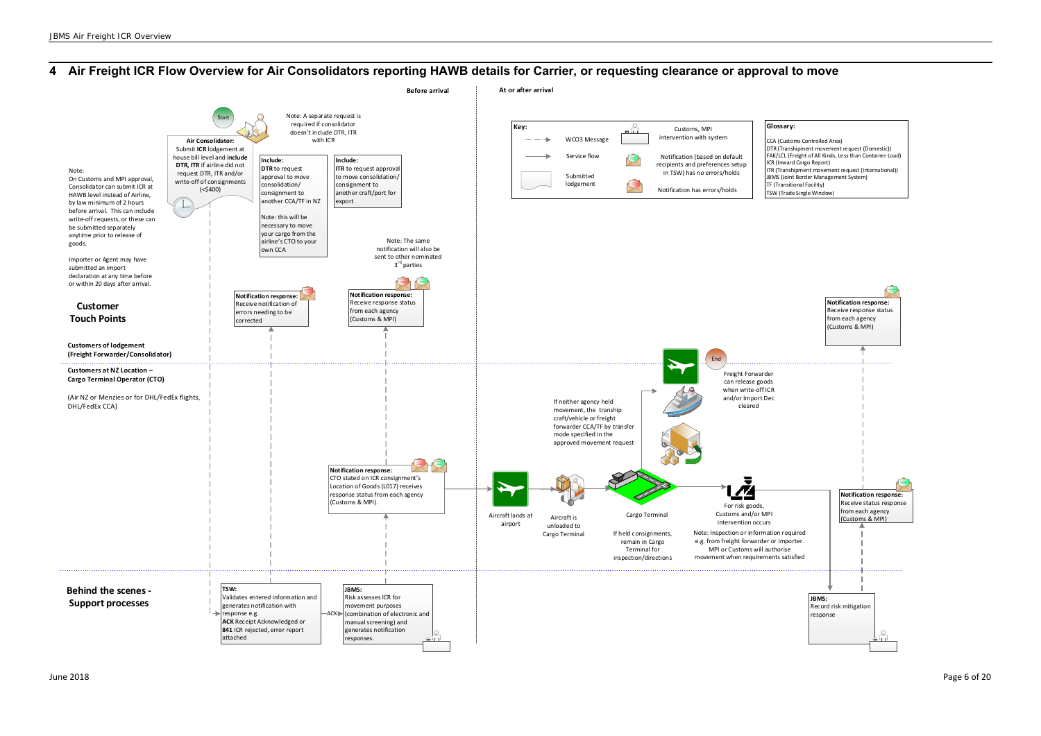# 4 Air Freight ICR Flow Overview for Air Consolidators reporting HAWB details for Carrier, or requesting clearance or approval to move

**Before arrival** | **At or after arrival**

**Key:**

- WCO3 Message (dashed arrow)
- Service flow (solid arrow)
- Submitted lodgement
- Customs, MPI intervention with system
- Notification (based on default recipients and preferences setup in TSW) has no errors/holds
- Notification has errors/holds

**Glossary:**

- CCA (Customs Controlled Area)
- DTR (Transhipment movement request (Domestic))
- FAK/LCL (Freight of All Kinds, Less than Container Load)
- ICR (Inward Cargo Report)
- ITR (Transhipment movement request (International))
- JBMS (Joint Border Management System)
- TF (Transitional Facility)
- TSW (Trade Single Window)

## Customer Touch Points

### Customers of lodgement (Freight Forwarder/Consolidator)

Start

**Air Consolidator:** Submit **ICR** lodgement at house bill level and **include DTR, ITR** if airline did not request DTR, ITR and/or write-off of consignments (<$400)

Note: A separate request is required if consolidator doesn't include DTR, ITR with ICR

**Include:** **DTR** to request approval to move consolidation/ consignment to another CCA/TF in NZ

Note: this will be necessary to move your cargo from the airline's CTO to your own CCA

**Include:** **ITR** to request approval to move consolidation/ consignment to another craft/port for export

Note: On Customs and MPI approval, Consolidator can submit ICR at HAWB level instead of Airline, by law minimum of 2 hours before arrival. This can include write-off requests, or these can be submitted separately anytime prior to release of goods.

Importer or Agent may have submitted an import declaration at any time before or within 20 days after arrival.

**Notification response:** Receive notification of errors needing to be corrected

Note: The same notification will also be sent to other nominated 3rd parties

**Notification response:** Receive response status from each agency (Customs & MPI)

**Notification response:** Receive response status from each agency (Customs & MPI)

End

Freight Forwarder can release goods when write-off ICR and/or Import Dec cleared

### Customers at NZ Location – Cargo Terminal Operator (CTO)

(Air NZ or Menzies or for DHL/FedEx flights, DHL/FedEx CCA)

**Notification response:** CTO stated on ICR consignment's Location of Goods (L017) receives response status from each agency (Customs & MPI).

Aircraft lands at airport

Aircraft is unloaded to Cargo Terminal

Cargo Terminal

If held consignments, remain in Cargo Terminal for inspection/directions

If neither agency held movement, the tranship craft/vehicle or freight forwarder CCA/TF by transfer mode specified in the approved movement request

For risk goods, Customs and/or MPI intervention occurs

Note: Inspection or information required e.g. from freight forwarder or importer. MPI or Customs will authorise movement when requirements satisfied

**Notification response:** Receive status response from each agency (Customs & MPI)

## Behind the scenes - Support processes

**TSW:** Validates entered information and generates notification with response e.g. **ACK** Receipt Acknowledged or **841** ICR rejected, error report attached

ACK

**JBMS:** Risk assesses ICR for movement purposes (combination of electronic and manual screening) and generates notification responses.

**JBMS:** Record risk mitigation response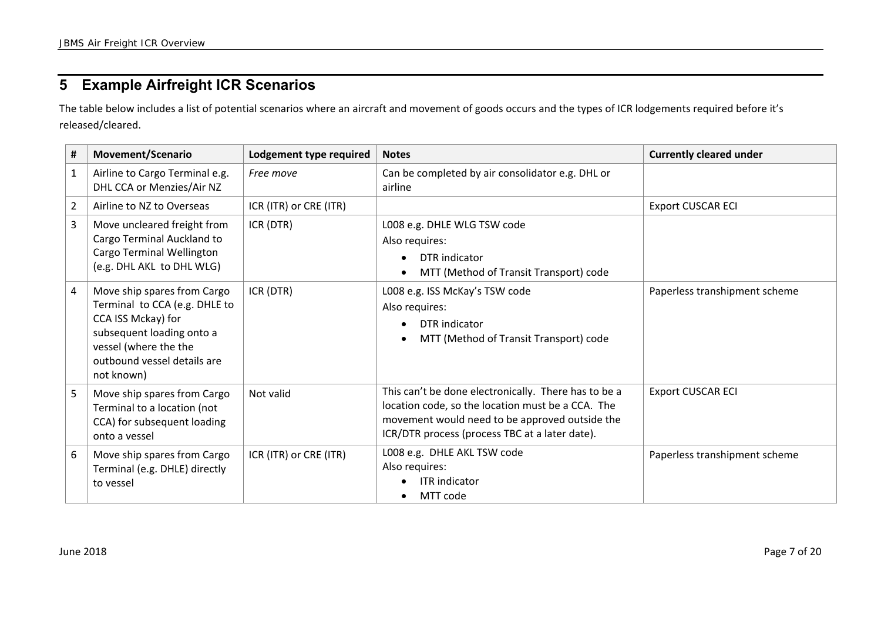# 5 Example Airfreight ICR Scenarios

The table below includes a list of potential scenarios where an aircraft and movement of goods occurs and the types of ICR lodgements required before it's released/cleared.

| # | Movement/Scenario | Lodgement type required | Notes | Currently cleared under |
|---|---|---|---|---|
| 1 | Airline to Cargo Terminal e.g. DHL CCA or Menzies/Air NZ | *Free move* | Can be completed by air consolidator e.g. DHL or airline | |
| 2 | Airline to NZ to Overseas | ICR (ITR) or CRE (ITR) | | Export CUSCAR ECI |
| 3 | Move uncleared freight from Cargo Terminal Auckland to Cargo Terminal Wellington (e.g. DHL AKL to DHL WLG) | ICR (DTR) | L008 e.g. DHLE WLG TSW code<br>Also requires:<br>• DTR indicator<br>• MTT (Method of Transit Transport) code | |
| 4 | Move ship spares from Cargo Terminal to CCA (e.g. DHLE to CCA ISS Mckay) for subsequent loading onto a vessel (where the the outbound vessel details are not known) | ICR (DTR) | L008 e.g. ISS McKay's TSW code<br>Also requires:<br>• DTR indicator<br>• MTT (Method of Transit Transport) code | Paperless transhipment scheme |
| 5 | Move ship spares from Cargo Terminal to a location (not CCA) for subsequent loading onto a vessel | Not valid | This can't be done electronically. There has to be a location code, so the location must be a CCA. The movement would need to be approved outside the ICR/DTR process (process TBC at a later date). | Export CUSCAR ECI |
| 6 | Move ship spares from Cargo Terminal (e.g. DHLE) directly to vessel | ICR (ITR) or CRE (ITR) | L008 e.g. DHLE AKL TSW code<br>Also requires:<br>• ITR indicator<br>• MTT code | Paperless transhipment scheme |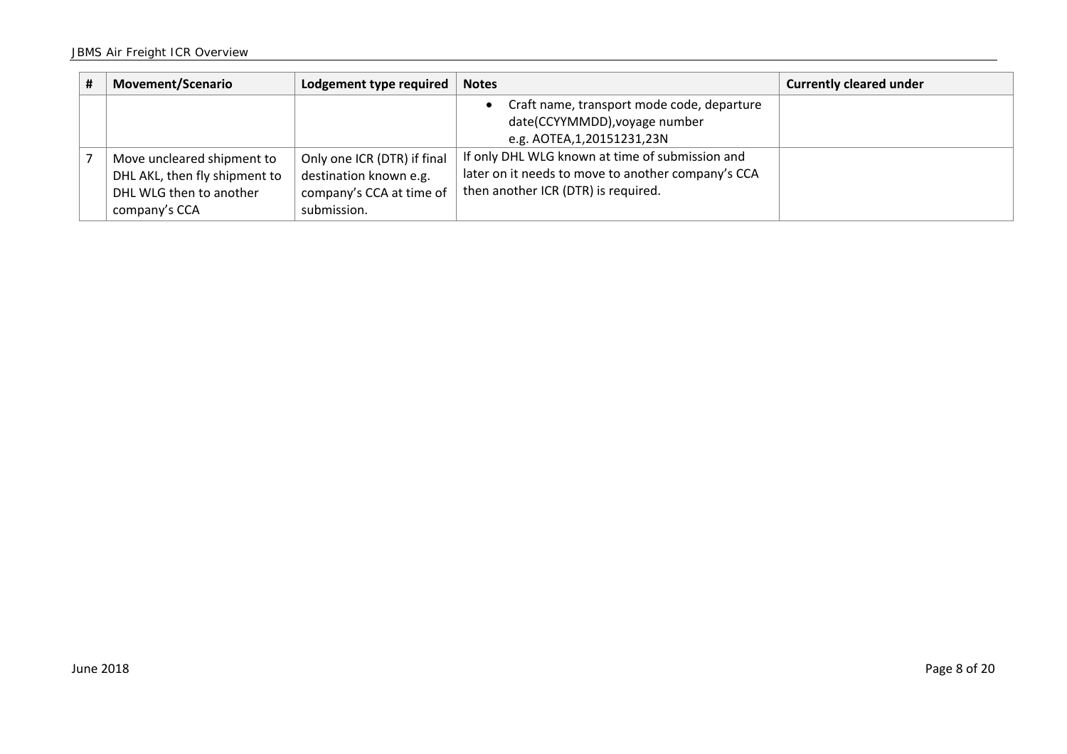| # | Movement/Scenario | Lodgement type required | Notes | Currently cleared under |
|---|---|---|---|---|
| | | | • Craft name, transport mode code, departure date(CCYYMMDD),voyage number e.g. AOTEA,1,20151231,23N | |
| 7 | Move uncleared shipment to DHL AKL, then fly shipment to DHL WLG then to another company's CCA | Only one ICR (DTR) if final destination known e.g. company's CCA at time of submission. | If only DHL WLG known at time of submission and later on it needs to move to another company's CCA then another ICR (DTR) is required. | |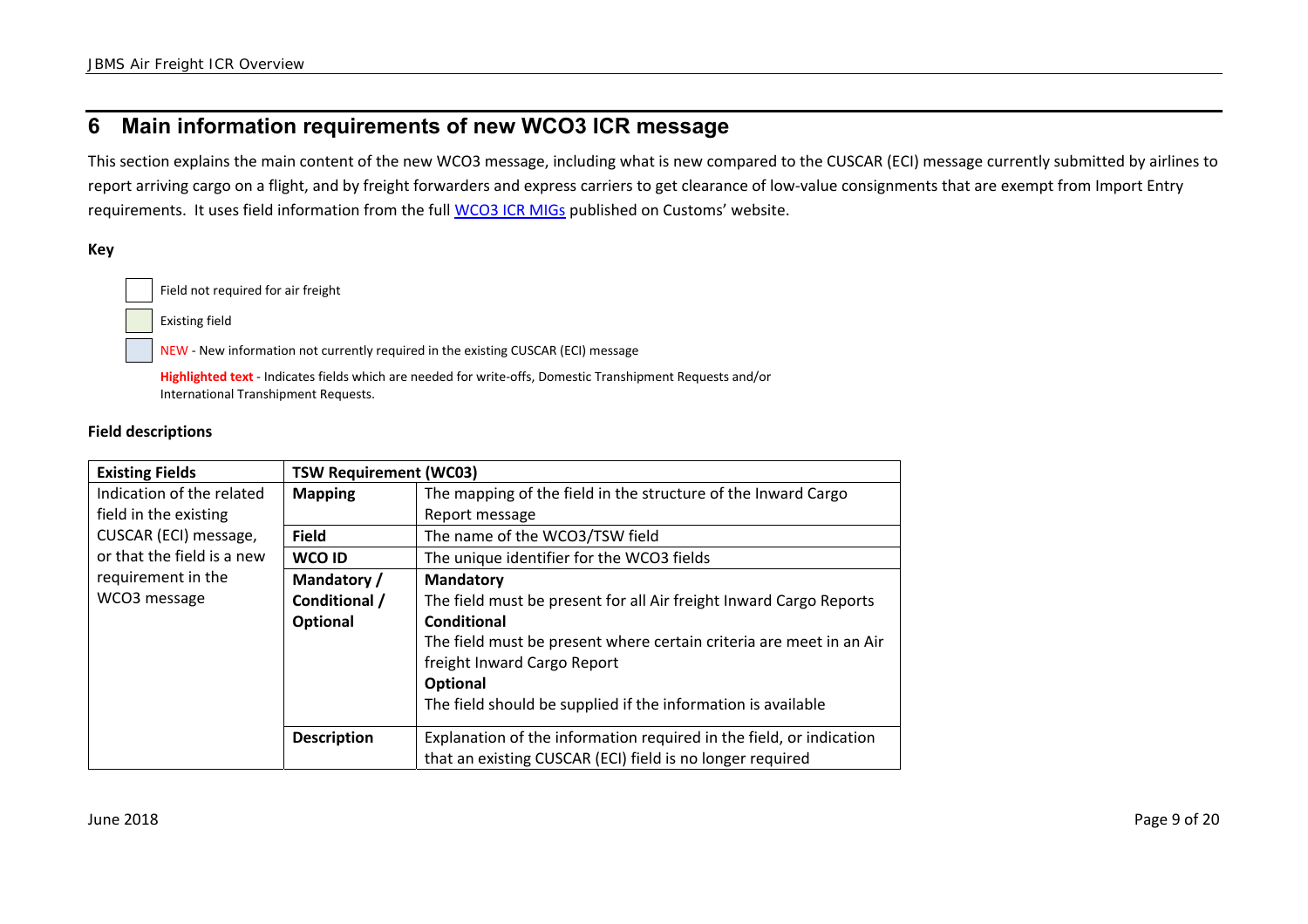## 6 Main information requirements of new WCO3 ICR message

This section explains the main content of the new WCO3 message, including what is new compared to the CUSCAR (ECI) message currently submitted by airlines to report arriving cargo on a flight, and by freight forwarders and express carriers to get clearance of low-value consignments that are exempt from Import Entry requirements. It uses field information from the full WCO3 ICR MIGs published on Customs' website.

**Key**

- Field not required for air freight
- Existing field
- NEW - New information not currently required in the existing CUSCAR (ECI) message

**Highlighted text** - Indicates fields which are needed for write-offs, Domestic Transhipment Requests and/or International Transhipment Requests.

**Field descriptions**

| Existing Fields | TSW Requirement (WC03) | |
|---|---|---|
| Indication of the related field in the existing CUSCAR (ECI) message, or that the field is a new requirement in the WCO3 message | **Mapping** | The mapping of the field in the structure of the Inward Cargo Report message |
| | **Field** | The name of the WCO3/TSW field |
| | **WCO ID** | The unique identifier for the WCO3 fields |
| | **Mandatory / Conditional / Optional** | **Mandatory**<br>The field must be present for all Air freight Inward Cargo Reports<br>**Conditional**<br>The field must be present where certain criteria are meet in an Air freight Inward Cargo Report<br>**Optional**<br>The field should be supplied if the information is available |
| | **Description** | Explanation of the information required in the field, or indication that an existing CUSCAR (ECI) field is no longer required |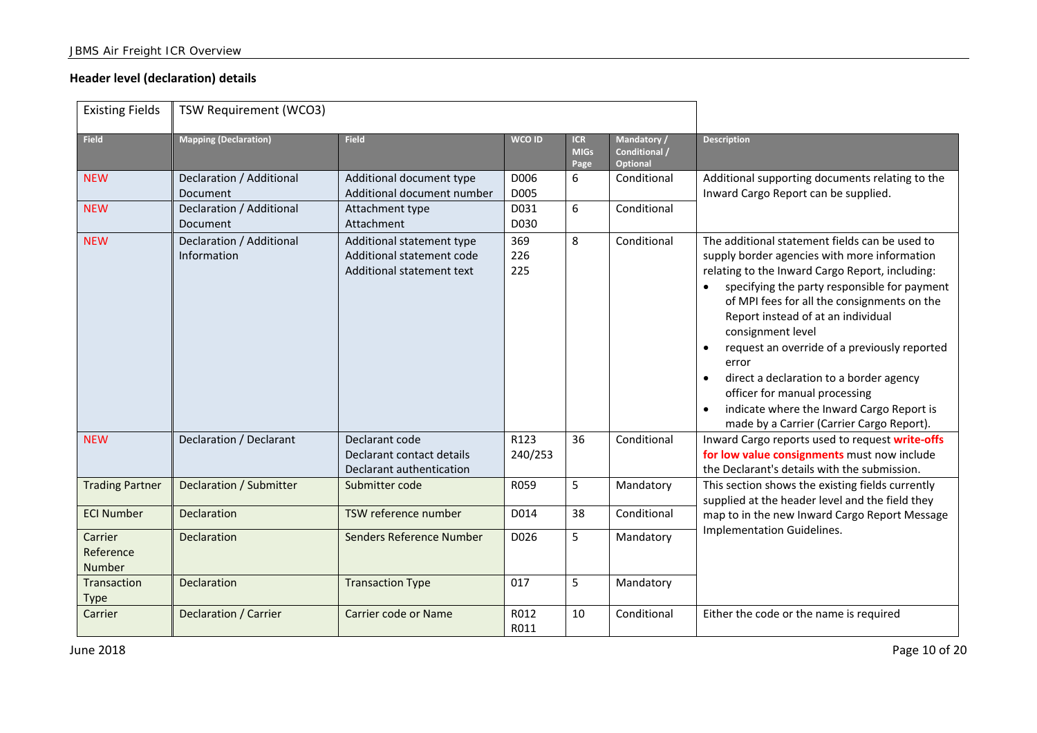## Header level (declaration) details

| Existing Fields | TSW Requirement (WCO3) | | | | | |
|---|---|---|---|---|---|---|
| **Field** | **Mapping (Declaration)** | **Field** | **WCO ID** | **ICR MIGs Page** | **Mandatory / Conditional / Optional** | **Description** |
| NEW | Declaration / Additional Document | Additional document type<br>Additional document number | D006<br>D005 | 6 | Conditional | Additional supporting documents relating to the Inward Cargo Report can be supplied. |
| NEW | Declaration / Additional Document | Attachment type<br>Attachment | D031<br>D030 | 6 | Conditional | |
| NEW | Declaration / Additional Information | Additional statement type<br>Additional statement code<br>Additional statement text | 369<br>226<br>225 | 8 | Conditional | The additional statement fields can be used to supply border agencies with more information relating to the Inward Cargo Report, including:<br>• specifying the party responsible for payment of MPI fees for all the consignments on the Report instead of at an individual consignment level<br>• request an override of a previously reported error<br>• direct a declaration to a border agency officer for manual processing<br>• indicate where the Inward Cargo Report is made by a Carrier (Carrier Cargo Report). |
| NEW | Declaration / Declarant | Declarant code<br>Declarant contact details<br>Declarant authentication | R123<br>240/253 | 36 | Conditional | Inward Cargo reports used to request **write-offs for low value consignments** must now include the Declarant's details with the submission. |
| Trading Partner | Declaration / Submitter | Submitter code | R059 | 5 | Mandatory | This section shows the existing fields currently supplied at the header level and the field they map to in the new Inward Cargo Report Message Implementation Guidelines. |
| ECI Number | Declaration | TSW reference number | D014 | 38 | Conditional | |
| Carrier Reference Number | Declaration | Senders Reference Number | D026 | 5 | Mandatory | |
| Transaction Type | Declaration | Transaction Type | 017 | 5 | Mandatory | |
| Carrier | Declaration / Carrier | Carrier code or Name | R012<br>R011 | 10 | Conditional | Either the code or the name is required |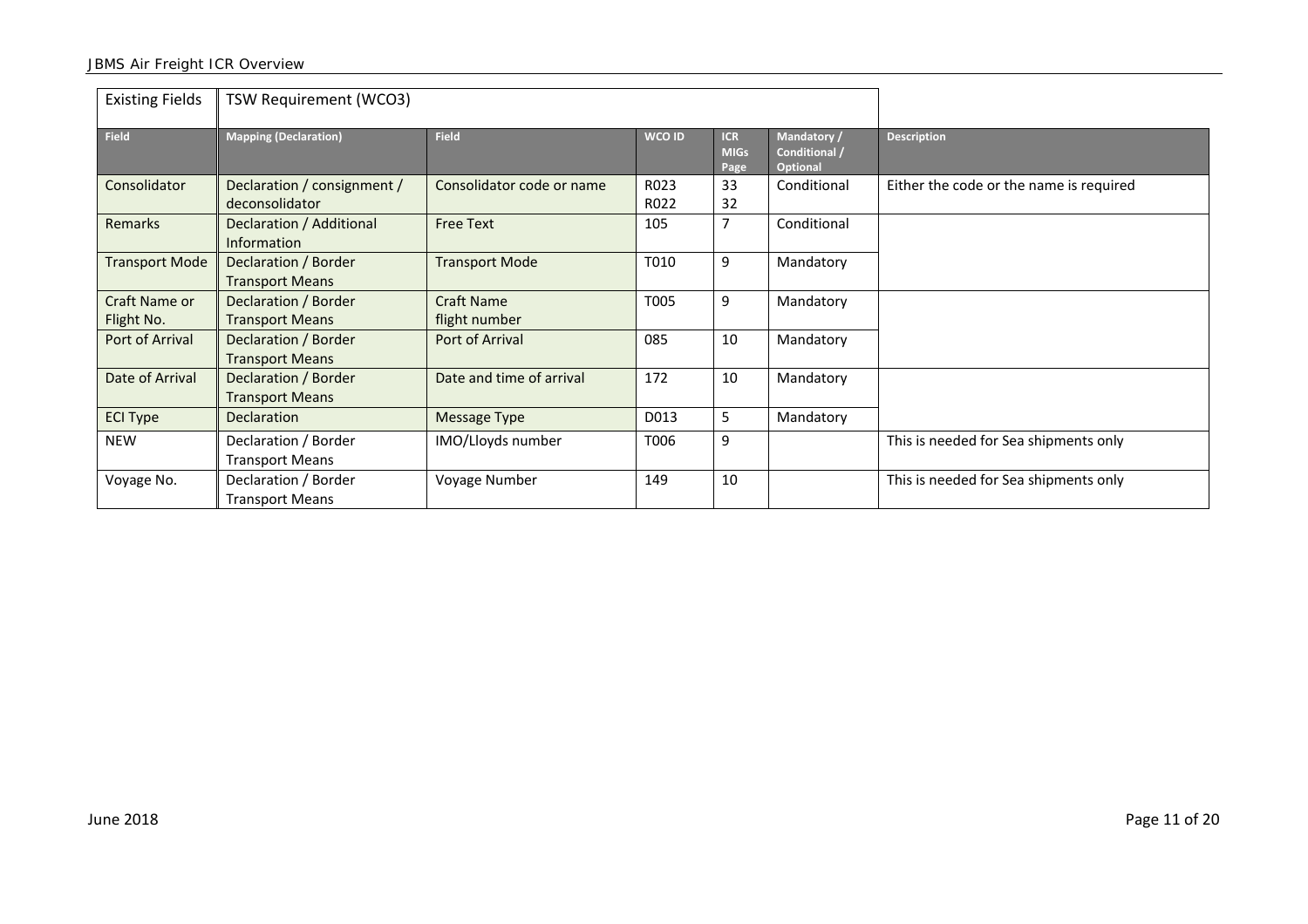| Existing Fields | TSW Requirement (WCO3) | | | | | |
|---|---|---|---|---|---|---|
| **Field** | **Mapping (Declaration)** | **Field** | **WCO ID** | **ICR MIGs Page** | **Mandatory / Conditional / Optional** | **Description** |
| Consolidator | Declaration / consignment / deconsolidator | Consolidator code or name | R023<br>R022 | 33<br>32 | Conditional | Either the code or the name is required |
| Remarks | Declaration / Additional Information | Free Text | 105 | 7 | Conditional | |
| Transport Mode | Declaration / Border Transport Means | Transport Mode | T010 | 9 | Mandatory | |
| Craft Name or Flight No. | Declaration / Border Transport Means | Craft Name<br>flight number | T005 | 9 | Mandatory | |
| Port of Arrival | Declaration / Border Transport Means | Port of Arrival | 085 | 10 | Mandatory | |
| Date of Arrival | Declaration / Border Transport Means | Date and time of arrival | 172 | 10 | Mandatory | |
| ECI Type | Declaration | Message Type | D013 | 5 | Mandatory | |
| NEW | Declaration / Border Transport Means | IMO/Lloyds number | T006 | 9 | | This is needed for Sea shipments only |
| Voyage No. | Declaration / Border Transport Means | Voyage Number | 149 | 10 | | This is needed for Sea shipments only |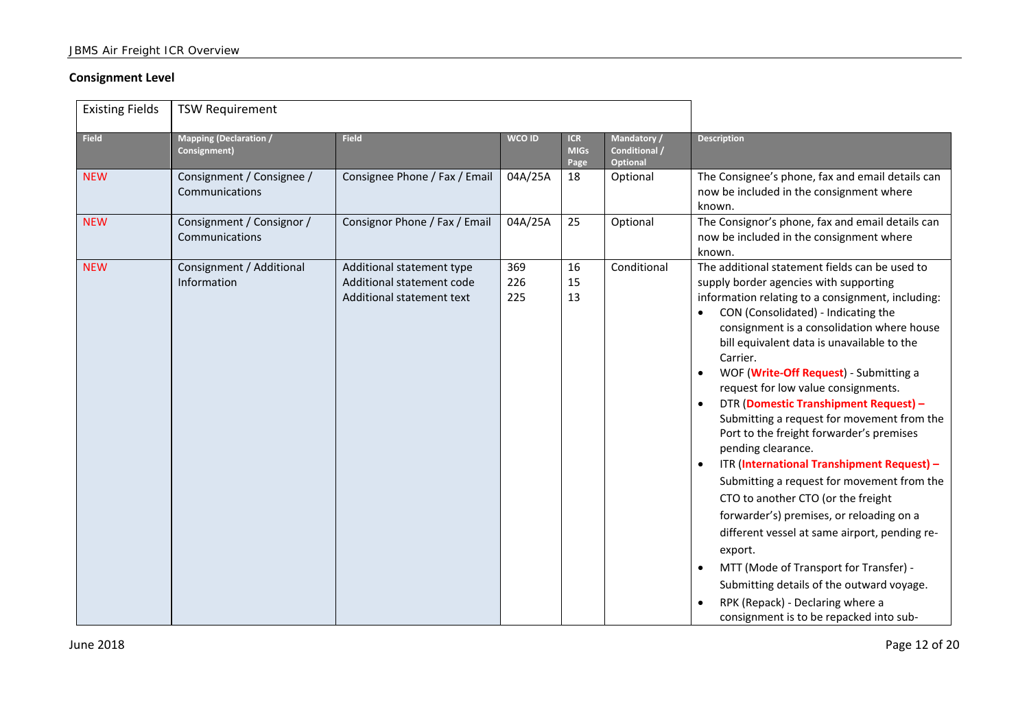## Consignment Level

| Existing Fields | TSW Requirement | | | | | |
|---|---|---|---|---|---|---|
| **Field** | **Mapping (Declaration / Consignment)** | **Field** | **WCO ID** | **ICR MIGs Page** | **Mandatory / Conditional / Optional** | **Description** |
| NEW | Consignment / Consignee / Communications | Consignee Phone / Fax / Email | 04A/25A | 18 | Optional | The Consignee's phone, fax and email details can now be included in the consignment where known. |
| NEW | Consignment / Consignor / Communications | Consignor Phone / Fax / Email | 04A/25A | 25 | Optional | The Consignor's phone, fax and email details can now be included in the consignment where known. |
| NEW | Consignment / Additional Information | Additional statement type<br>Additional statement code<br>Additional statement text | 369<br>226<br>225 | 16<br>15<br>13 | Conditional | The additional statement fields can be used to supply border agencies with supporting information relating to a consignment, including:<br>• CON (Consolidated) - Indicating the consignment is a consolidation where house bill equivalent data is unavailable to the Carrier.<br>• WOF (**Write-Off Request**) - Submitting a request for low value consignments.<br>• DTR (**Domestic Transhipment Request) –** Submitting a request for movement from the Port to the freight forwarder's premises pending clearance.<br>• ITR (**International Transhipment Request) –** Submitting a request for movement from the CTO to another CTO (or the freight forwarder's) premises, or reloading on a different vessel at same airport, pending re-export.<br>• MTT (Mode of Transport for Transfer) - Submitting details of the outward voyage.<br>• RPK (Repack) - Declaring where a consignment is to be repacked into sub- |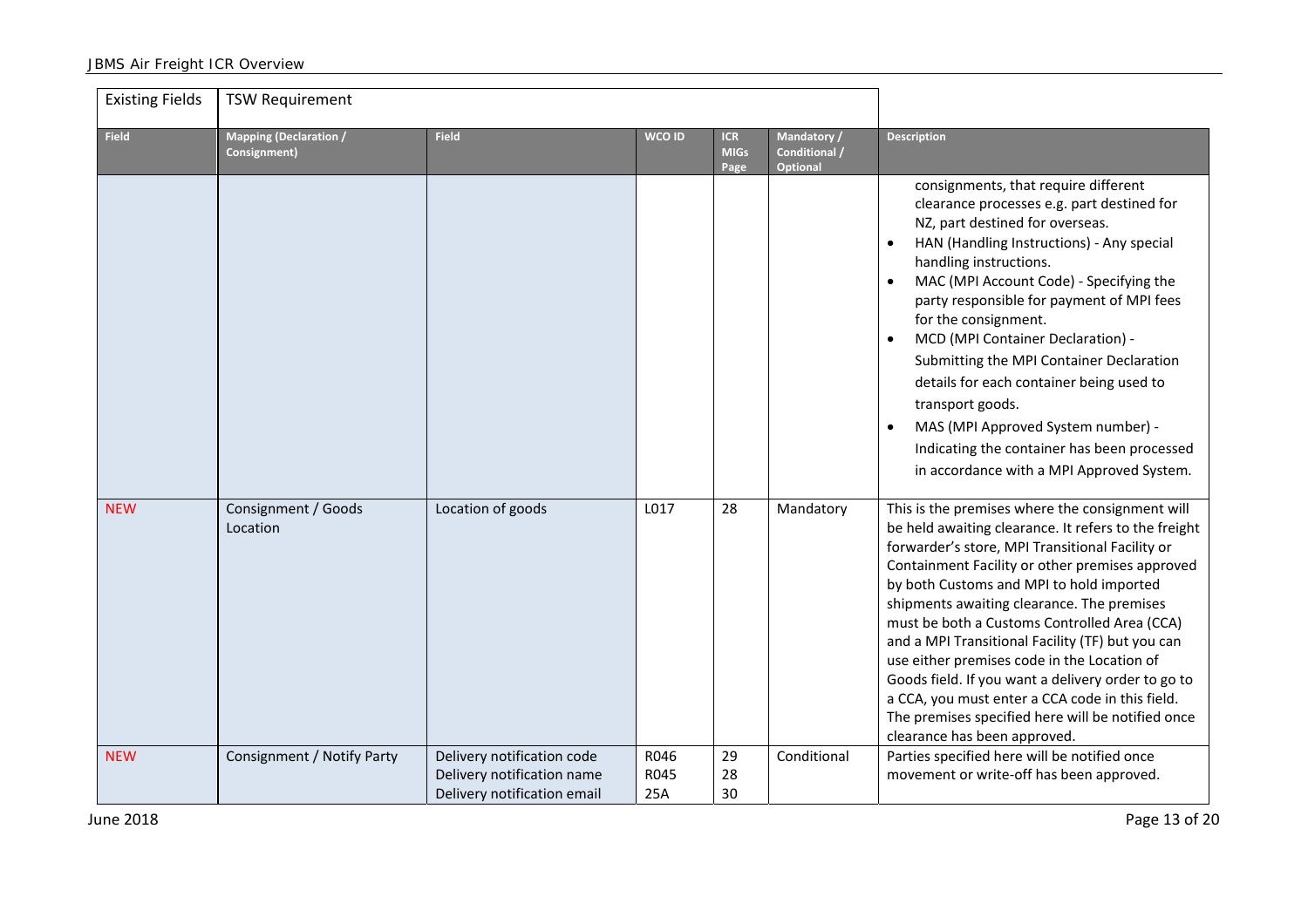| Existing Fields | TSW Requirement | | | | | |
|---|---|---|---|---|---|---|
| **Field** | **Mapping (Declaration / Consignment)** | **Field** | **WCO ID** | **ICR MIGs Page** | **Mandatory / Conditional / Optional** | **Description** |
| | | | | | | consignments, that require different clearance processes e.g. part destined for NZ, part destined for overseas.<br>• HAN (Handling Instructions) - Any special handling instructions.<br>• MAC (MPI Account Code) - Specifying the party responsible for payment of MPI fees for the consignment.<br>• MCD (MPI Container Declaration) - Submitting the MPI Container Declaration details for each container being used to transport goods.<br>• MAS (MPI Approved System number) - Indicating the container has been processed in accordance with a MPI Approved System. |
| NEW | Consignment / Goods Location | Location of goods | L017 | 28 | Mandatory | This is the premises where the consignment will be held awaiting clearance. It refers to the freight forwarder's store, MPI Transitional Facility or Containment Facility or other premises approved by both Customs and MPI to hold imported shipments awaiting clearance. The premises must be both a Customs Controlled Area (CCA) and a MPI Transitional Facility (TF) but you can use either premises code in the Location of Goods field. If you want a delivery order to go to a CCA, you must enter a CCA code in this field. The premises specified here will be notified once clearance has been approved. |
| NEW | Consignment / Notify Party | Delivery notification code<br>Delivery notification name<br>Delivery notification email | R046<br>R045<br>25A | 29<br>28<br>30 | Conditional | Parties specified here will be notified once movement or write-off has been approved. |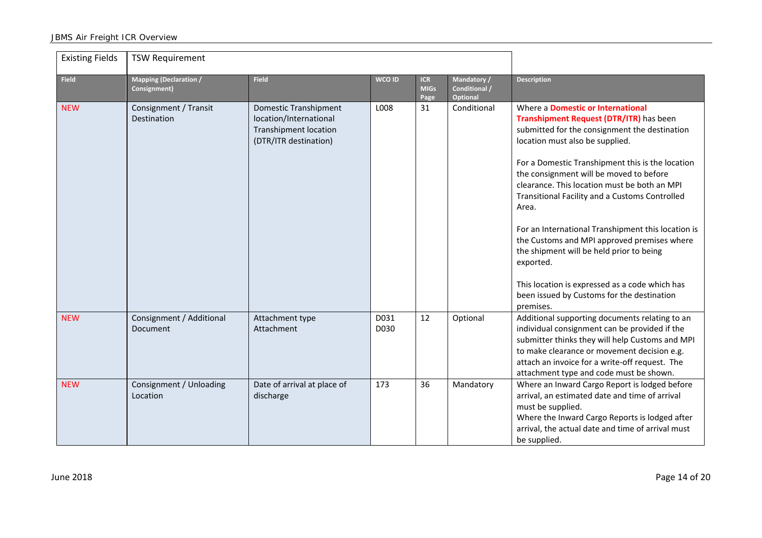| Existing Fields | TSW Requirement | | | | | |
|---|---|---|---|---|---|---|
| **Field** | **Mapping (Declaration / Consignment)** | **Field** | **WCO ID** | **ICR MIGs Page** | **Mandatory / Conditional / Optional** | **Description** |
| NEW | Consignment / Transit Destination | Domestic Transhipment location/International Transhipment location (DTR/ITR destination) | L008 | 31 | Conditional | Where a **Domestic or International Transhipment Request (DTR/ITR)** has been submitted for the consignment the destination location must also be supplied.<br><br>For a Domestic Transhipment this is the location the consignment will be moved to before clearance. This location must be both an MPI Transitional Facility and a Customs Controlled Area.<br><br>For an International Transhipment this location is the Customs and MPI approved premises where the shipment will be held prior to being exported.<br><br>This location is expressed as a code which has been issued by Customs for the destination premises. |
| NEW | Consignment / Additional Document | Attachment type<br>Attachment | D031<br>D030 | 12 | Optional | Additional supporting documents relating to an individual consignment can be provided if the submitter thinks they will help Customs and MPI to make clearance or movement decision e.g. attach an invoice for a write-off request. The attachment type and code must be shown. |
| NEW | Consignment / Unloading Location | Date of arrival at place of discharge | 173 | 36 | Mandatory | Where an Inward Cargo Report is lodged before arrival, an estimated date and time of arrival must be supplied.<br>Where the Inward Cargo Reports is lodged after arrival, the actual date and time of arrival must be supplied. |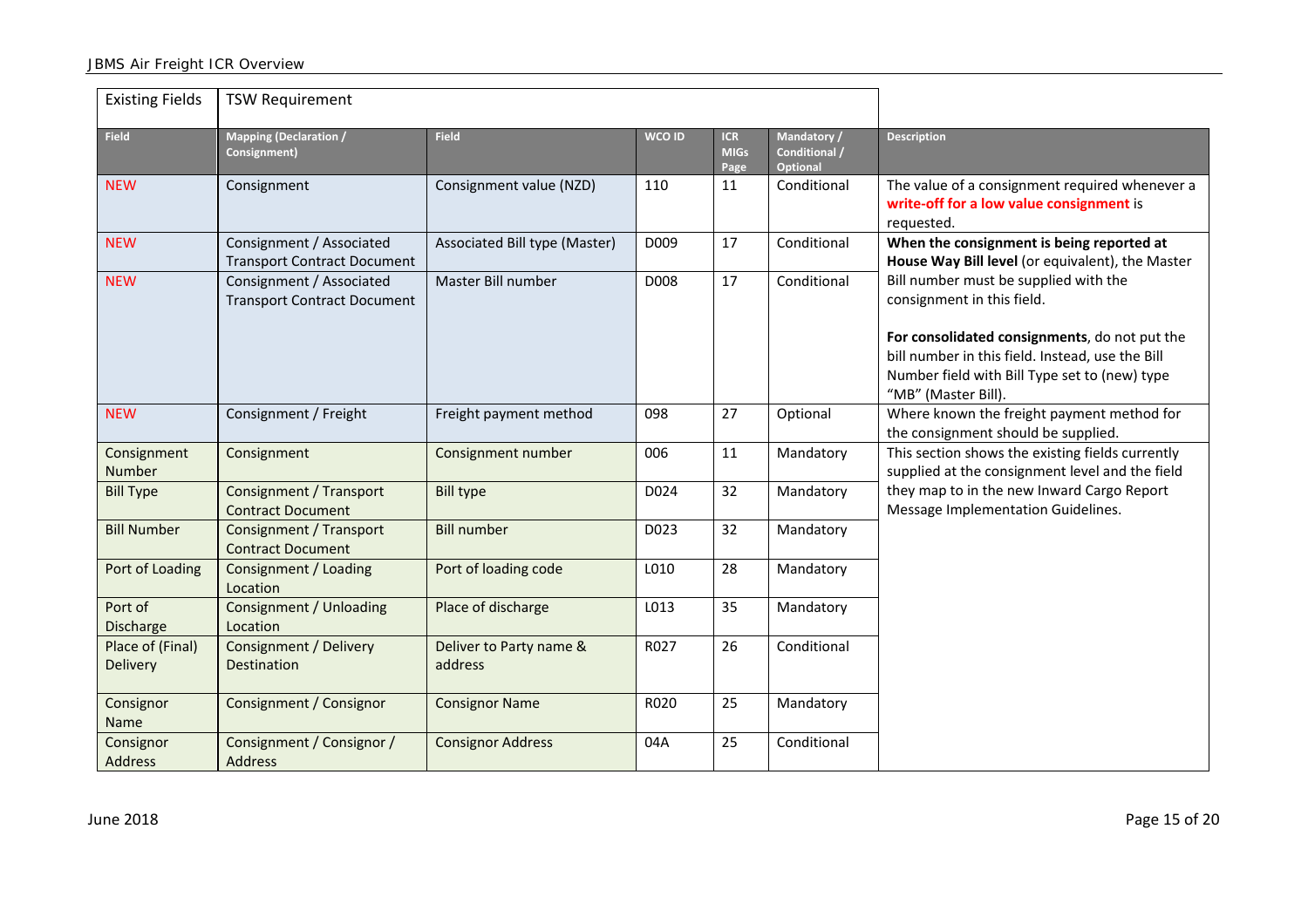| Existing Fields | TSW Requirement | | | | | |
|---|---|---|---|---|---|---|
| **Field** | **Mapping (Declaration / Consignment)** | **Field** | **WCO ID** | **ICR MIGs Page** | **Mandatory / Conditional / Optional** | **Description** |
| NEW | Consignment | Consignment value (NZD) | 110 | 11 | Conditional | The value of a consignment required whenever a **write-off for a low value consignment** is requested. |
| NEW | Consignment / Associated Transport Contract Document | Associated Bill type (Master) | D009 | 17 | Conditional | **When the consignment is being reported at House Way Bill level** (or equivalent), the Master Bill number must be supplied with the consignment in this field. **For consolidated consignments**, do not put the bill number in this field. Instead, use the Bill Number field with Bill Type set to (new) type "MB" (Master Bill). |
| NEW | Consignment / Associated Transport Contract Document | Master Bill number | D008 | 17 | Conditional | |
| NEW | Consignment / Freight | Freight payment method | 098 | 27 | Optional | Where known the freight payment method for the consignment should be supplied. |
| Consignment Number | Consignment | Consignment number | 006 | 11 | Mandatory | This section shows the existing fields currently supplied at the consignment level and the field they map to in the new Inward Cargo Report Message Implementation Guidelines. |
| Bill Type | Consignment / Transport Contract Document | Bill type | D024 | 32 | Mandatory | |
| Bill Number | Consignment / Transport Contract Document | Bill number | D023 | 32 | Mandatory | |
| Port of Loading | Consignment / Loading Location | Port of loading code | L010 | 28 | Mandatory | |
| Port of Discharge | Consignment / Unloading Location | Place of discharge | L013 | 35 | Mandatory | |
| Place of (Final) Delivery | Consignment / Delivery Destination | Deliver to Party name & address | R027 | 26 | Conditional | |
| Consignor Name | Consignment / Consignor | Consignor Name | R020 | 25 | Mandatory | |
| Consignor Address | Consignment / Consignor / Address | Consignor Address | 04A | 25 | Conditional | |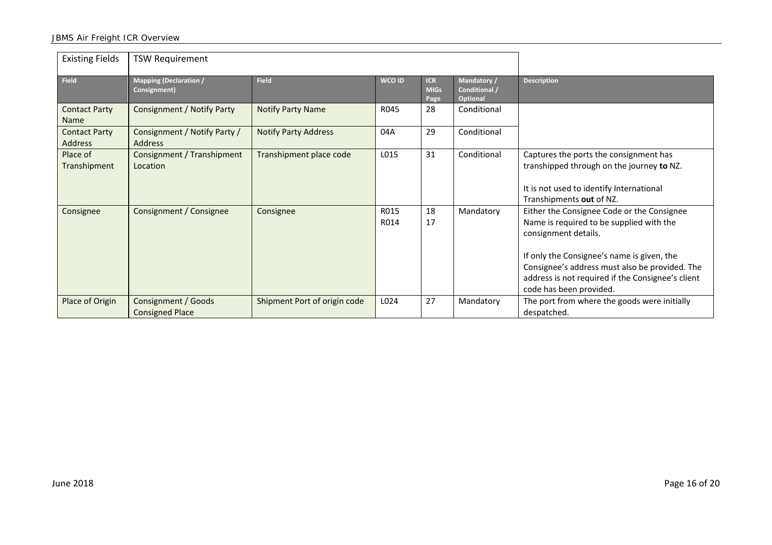| Existing Fields | TSW Requirement | | | | | |
|---|---|---|---|---|---|---|
| **Field** | **Mapping (Declaration / Consignment)** | **Field** | **WCO ID** | **ICR MIGs Page** | **Mandatory / Conditional / Optional** | **Description** |
| Contact Party Name | Consignment / Notify Party | Notify Party Name | R045 | 28 | Conditional | |
| Contact Party Address | Consignment / Notify Party / Address | Notify Party Address | 04A | 29 | Conditional | |
| Place of Transhipment | Consignment / Transhipment Location | Transhipment place code | L015 | 31 | Conditional | Captures the ports the consignment has transhipped through on the journey **to** NZ.<br><br>It is not used to identify International Transhipments **out** of NZ. |
| Consignee | Consignment / Consignee | Consignee | R015<br>R014 | 18<br>17 | Mandatory | Either the Consignee Code or the Consignee Name is required to be supplied with the consignment details.<br><br>If only the Consignee's name is given, the Consignee's address must also be provided. The address is not required if the Consignee's client code has been provided. |
| Place of Origin | Consignment / Goods Consigned Place | Shipment Port of origin code | L024 | 27 | Mandatory | The port from where the goods were initially despatched. |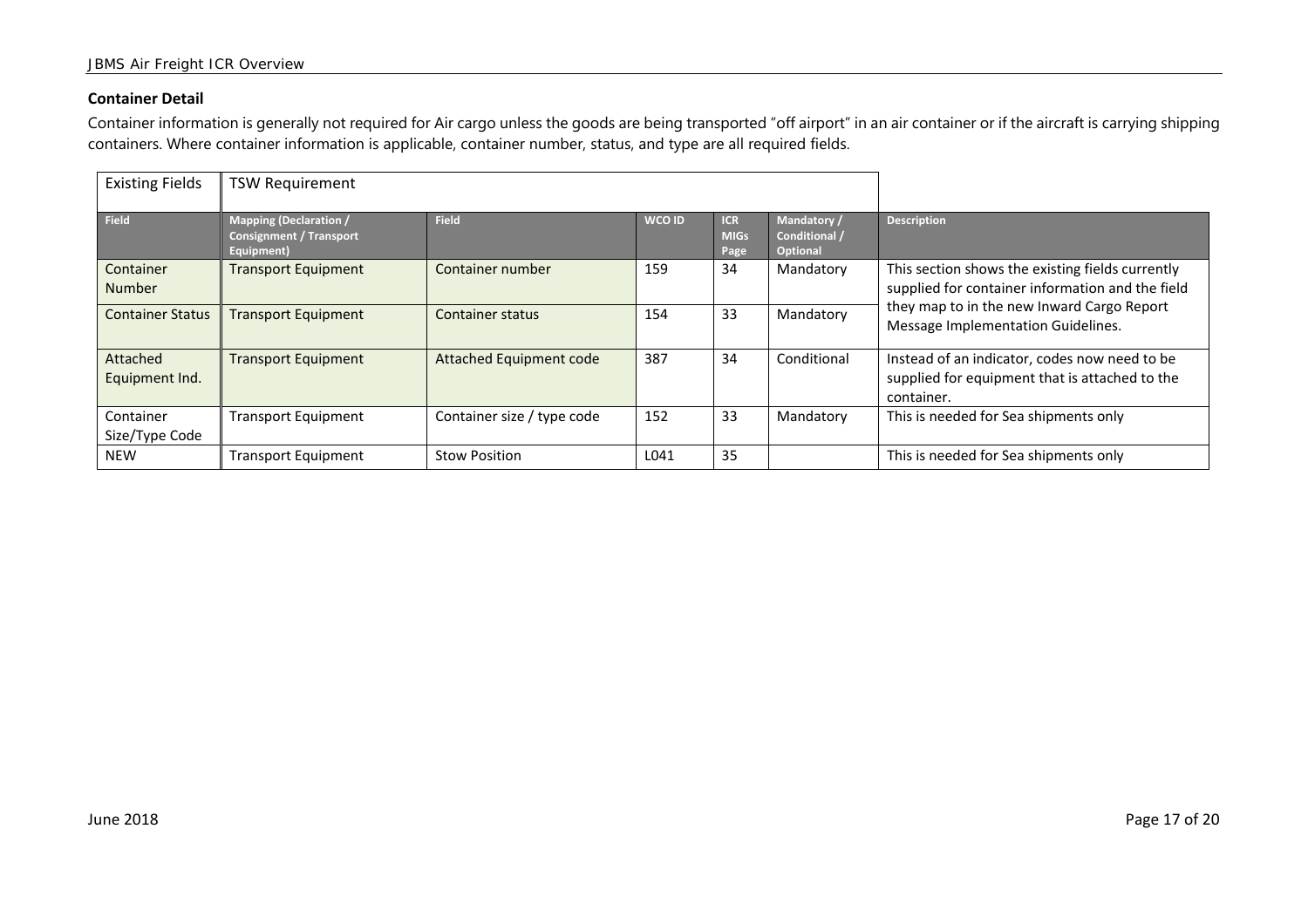### Container Detail

Container information is generally not required for Air cargo unless the goods are being transported "off airport" in an air container or if the aircraft is carrying shipping containers. Where container information is applicable, container number, status, and type are all required fields.

| Existing Fields | TSW Requirement | | | | | |
|---|---|---|---|---|---|---|
| **Field** | **Mapping (Declaration / Consignment / Transport Equipment)** | **Field** | **WCO ID** | **ICR MIGs Page** | **Mandatory / Conditional / Optional** | **Description** |
| Container Number | Transport Equipment | Container number | 159 | 34 | Mandatory | This section shows the existing fields currently supplied for container information and the field they map to in the new Inward Cargo Report Message Implementation Guidelines. |
| Container Status | Transport Equipment | Container status | 154 | 33 | Mandatory | |
| Attached Equipment Ind. | Transport Equipment | Attached Equipment code | 387 | 34 | Conditional | Instead of an indicator, codes now need to be supplied for equipment that is attached to the container. |
| Container Size/Type Code | Transport Equipment | Container size / type code | 152 | 33 | Mandatory | This is needed for Sea shipments only |
| NEW | Transport Equipment | Stow Position | L041 | 35 | | This is needed for Sea shipments only |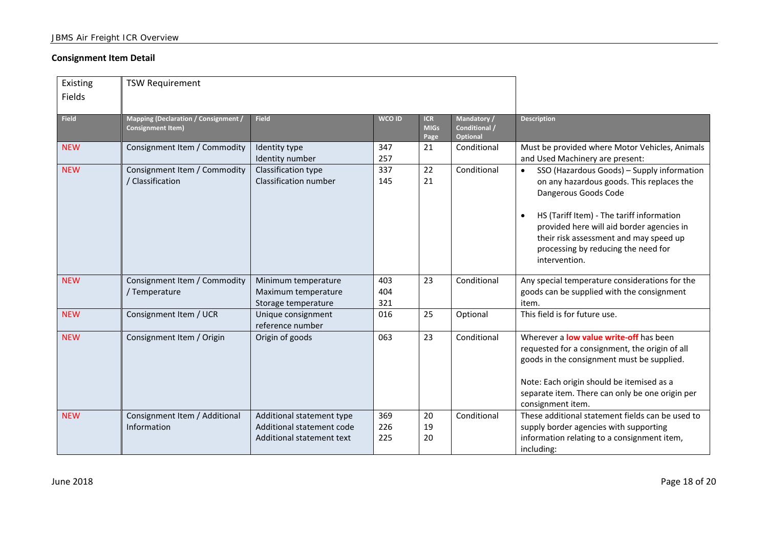## Consignment Item Detail

| Existing Fields | TSW Requirement | | | | | |
|---|---|---|---|---|---|---|
| **Field** | **Mapping (Declaration / Consignment / Consignment Item)** | **Field** | **WCO ID** | **ICR MIGs Page** | **Mandatory / Conditional / Optional** | **Description** |
| NEW | Consignment Item / Commodity | Identity type<br>Identity number | 347<br>257 | 21 | Conditional | Must be provided where Motor Vehicles, Animals and Used Machinery are present: |
| NEW | Consignment Item / Commodity / Classification | Classification type<br>Classification number | 337<br>145 | 22<br>21 | Conditional | • SSO (Hazardous Goods) – Supply information on any hazardous goods. This replaces the Dangerous Goods Code<br><br>• HS (Tariff Item) - The tariff information provided here will aid border agencies in their risk assessment and may speed up processing by reducing the need for intervention. |
| NEW | Consignment Item / Commodity / Temperature | Minimum temperature<br>Maximum temperature<br>Storage temperature | 403<br>404<br>321 | 23 | Conditional | Any special temperature considerations for the goods can be supplied with the consignment item. |
| NEW | Consignment Item / UCR | Unique consignment reference number | 016 | 25 | Optional | This field is for future use. |
| NEW | Consignment Item / Origin | Origin of goods | 063 | 23 | Conditional | Wherever a **low value write-off** has been requested for a consignment, the origin of all goods in the consignment must be supplied.<br><br>Note: Each origin should be itemised as a separate item. There can only be one origin per consignment item. |
| NEW | Consignment Item / Additional Information | Additional statement type<br>Additional statement code<br>Additional statement text | 369<br>226<br>225 | 20<br>19<br>20 | Conditional | These additional statement fields can be used to supply border agencies with supporting information relating to a consignment item, including: |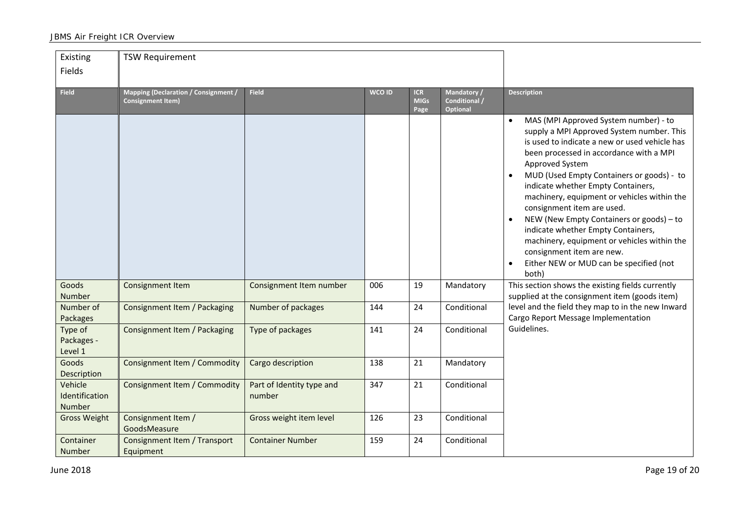| Existing Fields | TSW Requirement | | | | | |
|---|---|---|---|---|---|---|
| **Field** | **Mapping (Declaration / Consignment / Consignment Item)** | **Field** | **WCO ID** | **ICR MIGs Page** | **Mandatory / Conditional / Optional** | **Description** |
| | | | | | | • MAS (MPI Approved System number) - to supply a MPI Approved System number. This is used to indicate a new or used vehicle has been processed in accordance with a MPI Approved System<br>• MUD (Used Empty Containers or goods) - to indicate whether Empty Containers, machinery, equipment or vehicles within the consignment item are used.<br>• NEW (New Empty Containers or goods) – to indicate whether Empty Containers, machinery, equipment or vehicles within the consignment item are new.<br>• Either NEW or MUD can be specified (not both) |
| Goods Number | Consignment Item | Consignment Item number | 006 | 19 | Mandatory | This section shows the existing fields currently supplied at the consignment item (goods item) level and the field they map to in the new Inward Cargo Report Message Implementation Guidelines. |
| Number of Packages | Consignment Item / Packaging | Number of packages | 144 | 24 | Conditional | |
| Type of Packages - Level 1 | Consignment Item / Packaging | Type of packages | 141 | 24 | Conditional | |
| Goods Description | Consignment Item / Commodity | Cargo description | 138 | 21 | Mandatory | |
| Vehicle Identification Number | Consignment Item / Commodity | Part of Identity type and number | 347 | 21 | Conditional | |
| Gross Weight | Consignment Item / GoodsMeasure | Gross weight item level | 126 | 23 | Conditional | |
| Container Number | Consignment Item / Transport Equipment | Container Number | 159 | 24 | Conditional | |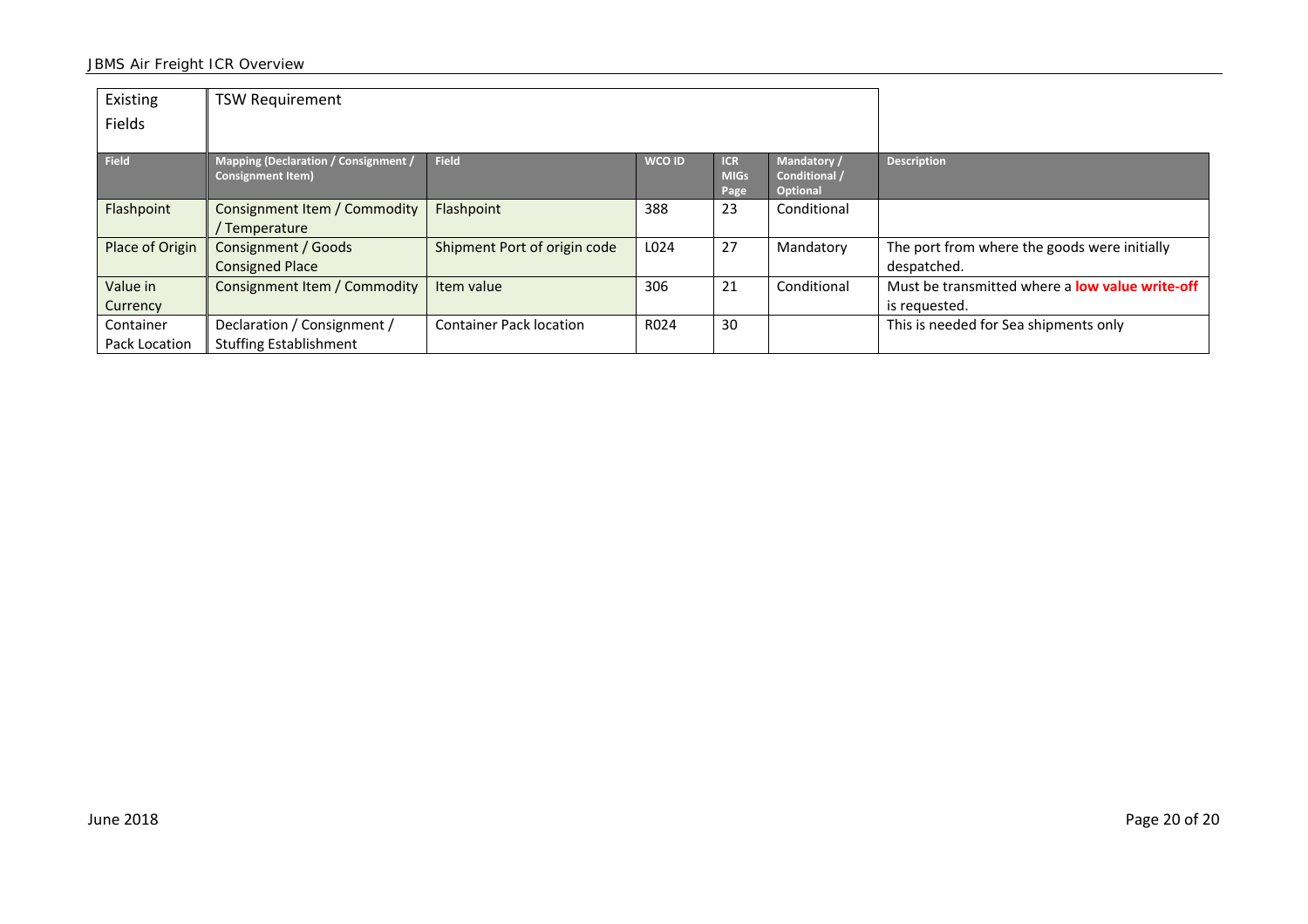| Existing Fields | TSW Requirement | | | | | |
|---|---|---|---|---|---|---|
| **Field** | **Mapping (Declaration / Consignment / Consignment Item)** | **Field** | **WCO ID** | **ICR MIGs Page** | **Mandatory / Conditional / Optional** | **Description** |
| Flashpoint | Consignment Item / Commodity / Temperature | Flashpoint | 388 | 23 | Conditional | |
| Place of Origin | Consignment / Goods Consigned Place | Shipment Port of origin code | L024 | 27 | Mandatory | The port from where the goods were initially despatched. |
| Value in Currency | Consignment Item / Commodity | Item value | 306 | 21 | Conditional | Must be transmitted where a **low value write-off** is requested. |
| Container Pack Location | Declaration / Consignment / Stuffing Establishment | Container Pack location | R024 | 30 | | This is needed for Sea shipments only |